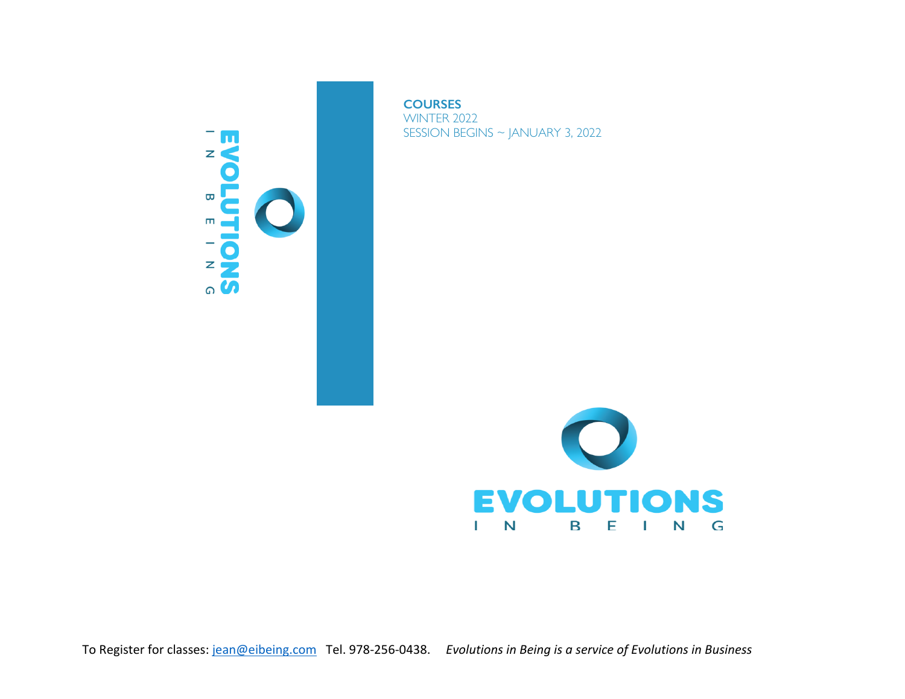EVOLUTIONS
I N B E I N G

**COURSES**
WINTER 2022
SESSION BEGINS ~ JANUARY 3, 2022

EVOLUTIONS
I N B E I N G

To Register for classes: [jean@eibeing.com](mailto:jean@eibeing.com) Tel. 978-256-0438. *Evolutions in Being is a service of Evolutions in Business*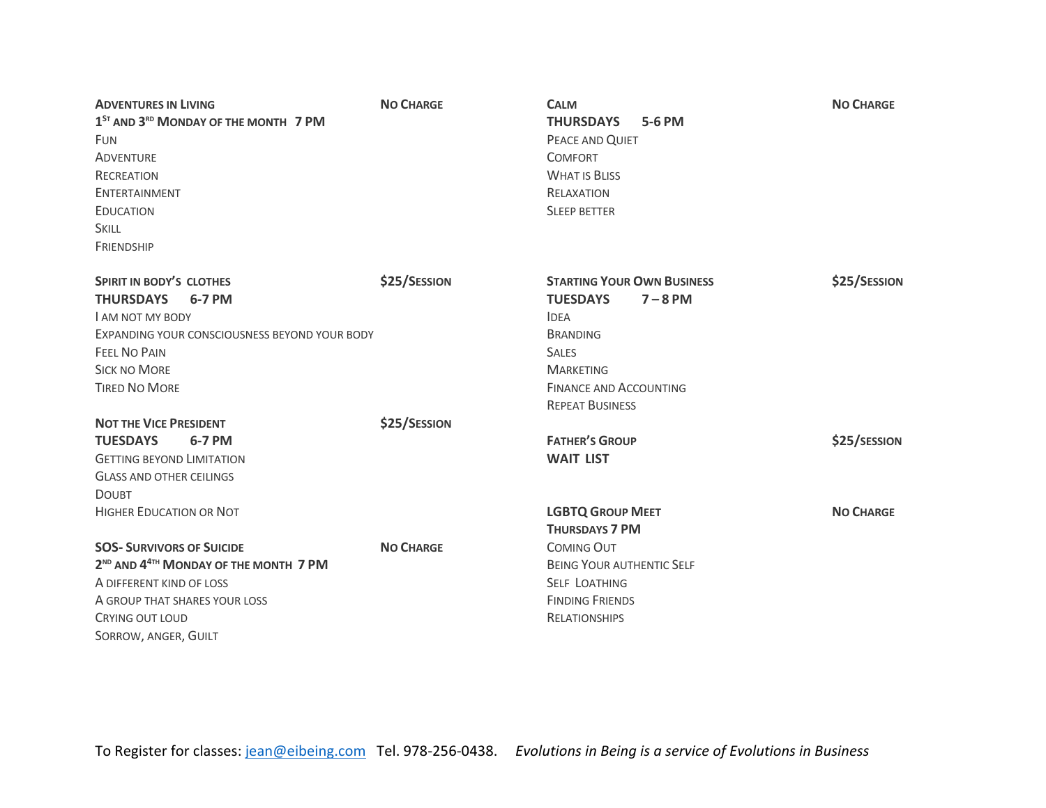**Adventures in Living** — **No Charge**
**1st and 3rd Monday of the Month 7 PM**
Fun
Adventure
Recreation
Entertainment
Education
Skill
Friendship

**Spirit in Body's Clothes** — **$25/Session**
**THURSDAYS 6-7 PM**
I am not my body
Expanding your consciousness beyond your body
Feel No Pain
Sick no More
Tired No More

**Not the Vice President** — **$25/Session**
**TUESDAYS 6-7 PM**
Getting beyond Limitation
Glass and other ceilings
Doubt
Higher Education or Not

**SOS- Survivors of Suicide** — **No Charge**
**2nd and 4th Monday of the Month 7 PM**
A different kind of loss
A group that shares your loss
Crying out loud
Sorrow, anger, Guilt

**Calm** — **No Charge**
**THURSDAYS 5-6 PM**
Peace and Quiet
Comfort
What is Bliss
Relaxation
Sleep better

**Starting Your Own Business** — **$25/Session**
**TUESDAYS 7 – 8 PM**
Idea
Branding
Sales
Marketing
Finance and Accounting
Repeat Business

**Father's Group** — **$25/session**
**WAIT LIST**

**LGBTQ Group Meet** — **No Charge**
**Thursdays 7 PM**
Coming Out
Being Your Authentic Self
Self Loathing
Finding Friends
Relationships

To Register for classes: [jean@eibeing.com](mailto:jean@eibeing.com) Tel. 978-256-0438. *Evolutions in Being is a service of Evolutions in Business*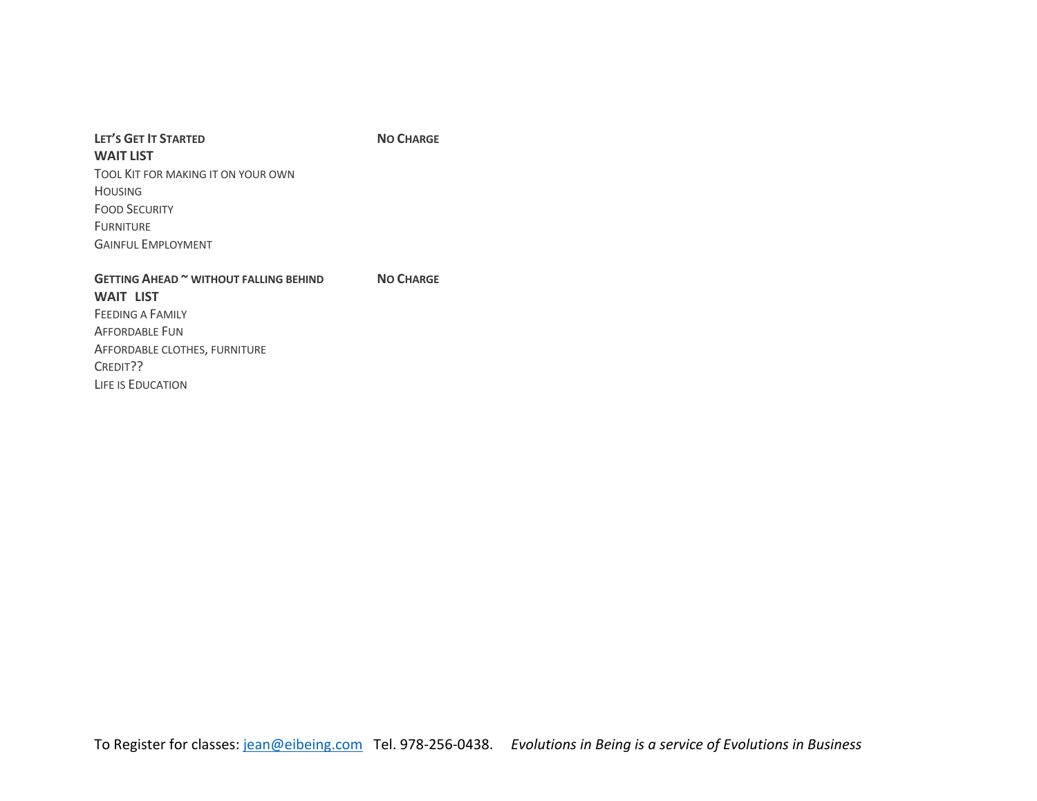**Let's Get It Started** **No Charge**

**WAIT LIST**

Tool Kit for making it on your own
Housing
Food Security
Furniture
Gainful Employment

**Getting Ahead ~ without falling behind** **No Charge**

**WAIT LIST**

Feeding a Family
Affordable Fun
Affordable clothes, furniture
Credit??
Life is Education

To Register for classes: [jean@eibeing.com](mailto:jean@eibeing.com) Tel. 978-256-0438. *Evolutions in Being is a service of Evolutions in Business*